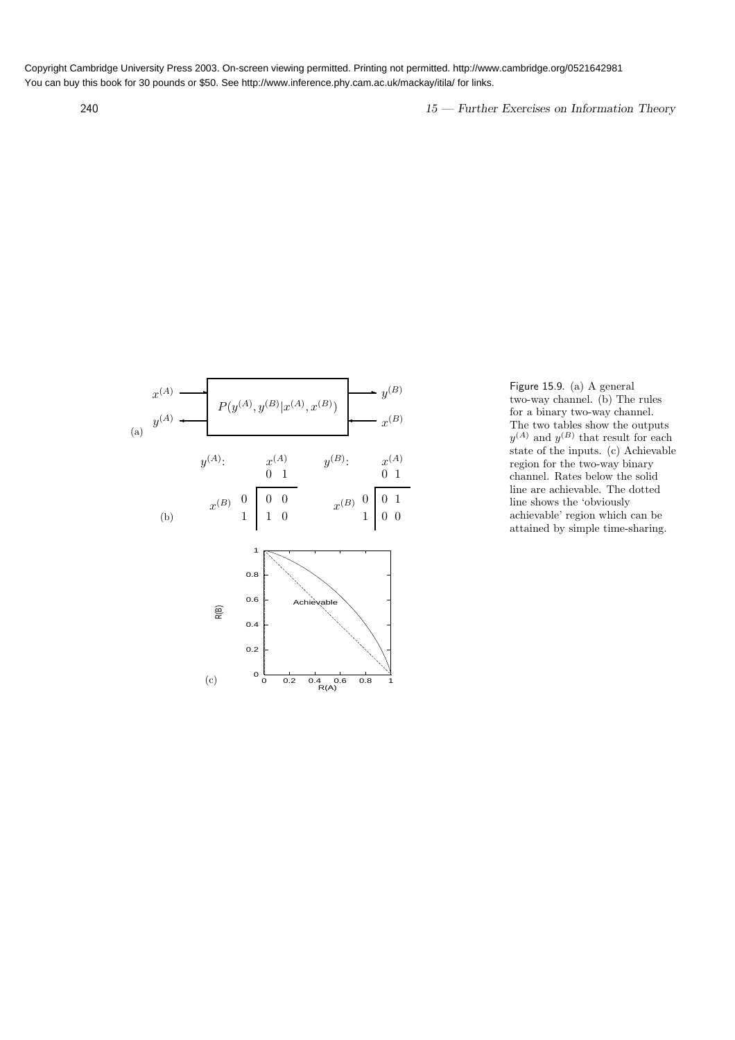Figure 15.9. (a) A general two-way channel. (b) The rules for a binary two-way channel. The two tables show the outputs $y^{(A)}$ and $y^{(B)}$ that result for each state of the inputs. (c) Achievable region for the two-way binary channel. Rates below the solid line are achievable. The dotted line shows the 'obviously achievable' region which can be attained by simple time-sharing.

$y^{(A)}$:

| | $x^{(A)}$ = 0 | $x^{(A)}$ = 1 |
|---|---|---|
| $x^{(B)}$ = 0 | 0 | 0 |
| $x^{(B)}$ = 1 | 1 | 0 |

$y^{(B)}$:

| | $x^{(A)}$ = 0 | $x^{(A)}$ = 1 |
|---|---|---|
| $x^{(B)}$ = 0 | 0 | 1 |
| $x^{(B)}$ = 1 | 0 | 0 |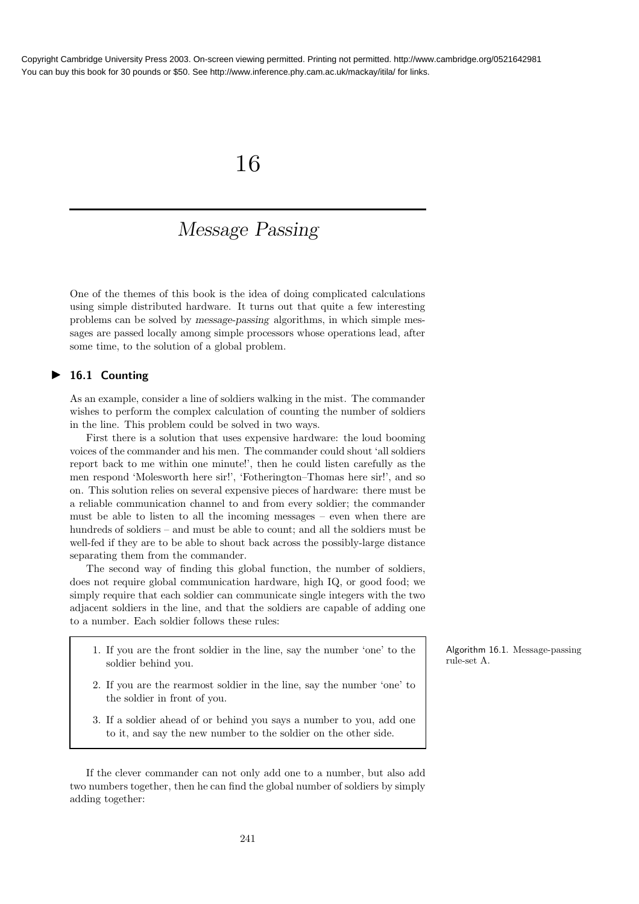# 16

# *Message Passing*

One of the themes of this book is the idea of doing complicated calculations using simple distributed hardware. It turns out that quite a few interesting problems can be solved by *message-passing* algorithms, in which simple messages are passed locally among simple processors whose operations lead, after some time, to the solution of a global problem.

## ▶ 16.1 Counting

As an example, consider a line of soldiers walking in the mist. The commander wishes to perform the complex calculation of counting the number of soldiers in the line. This problem could be solved in two ways.

First there is a solution that uses expensive hardware: the loud booming voices of the commander and his men. The commander could shout 'all soldiers report back to me within one minute!', then he could listen carefully as the men respond 'Molesworth here sir!', 'Fotherington–Thomas here sir!', and so on. This solution relies on several expensive pieces of hardware: there must be a reliable communication channel to and from every soldier; the commander must be able to listen to all the incoming messages – even when there are hundreds of soldiers – and must be able to count; and all the soldiers must be well-fed if they are to be able to shout back across the possibly-large distance separating them from the commander.

The second way of finding this global function, the number of soldiers, does not require global communication hardware, high IQ, or good food; we simply require that each soldier can communicate single integers with the two adjacent soldiers in the line, and that the soldiers are capable of adding one to a number. Each soldier follows these rules:

1. If you are the front soldier in the line, say the number 'one' to the soldier behind you.
2. If you are the rearmost soldier in the line, say the number 'one' to the soldier in front of you.
3. If a soldier ahead of or behind you says a number to you, add one to it, and say the new number to the soldier on the other side.

Algorithm 16.1. Message-passing rule-set A.

If the clever commander can not only add one to a number, but also add two numbers together, then he can find the global number of soldiers by simply adding together: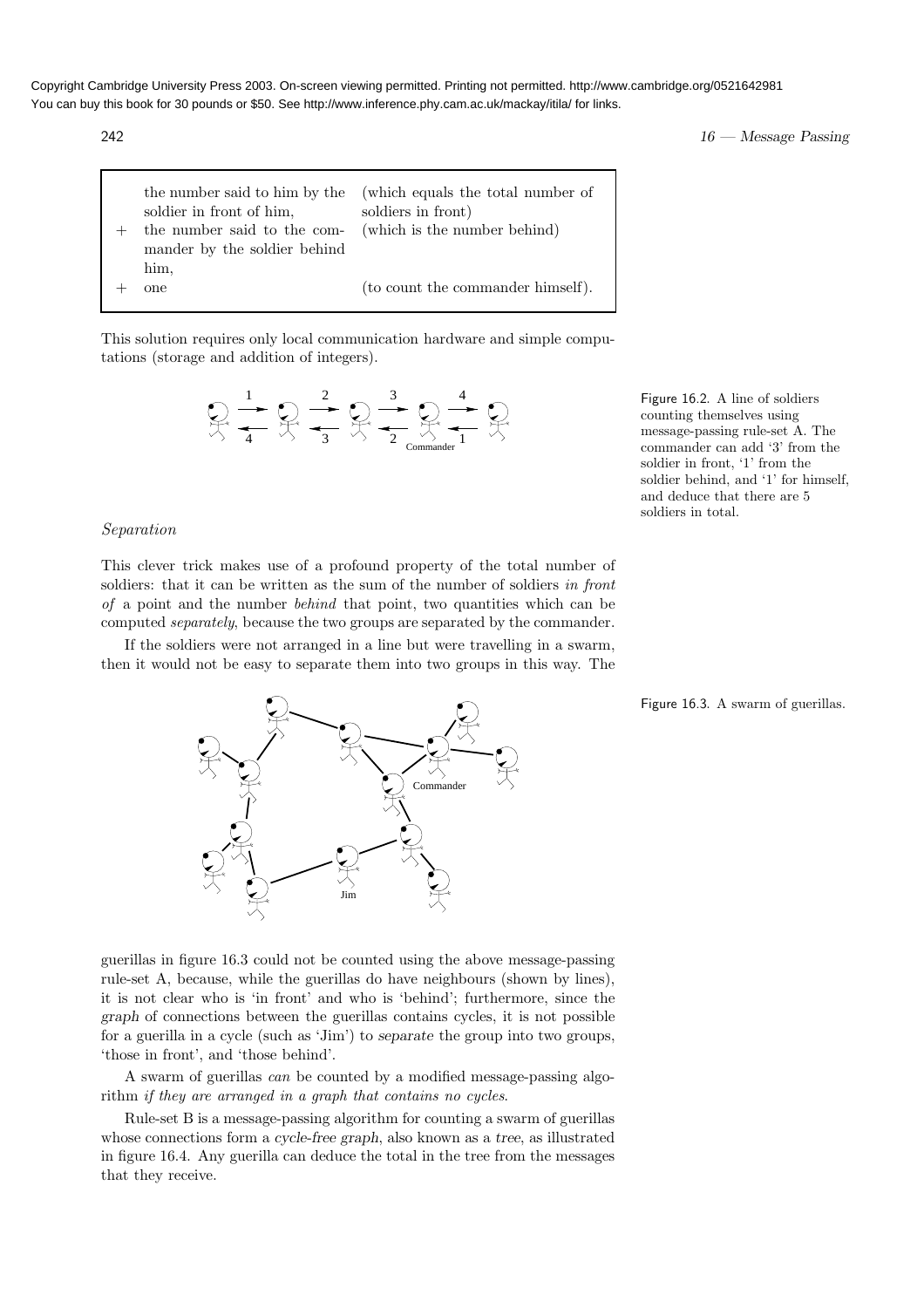|   | the number said to him by the soldier in front of him, | (which equals the total number of soldiers in front) |
|---|---|---|
| + | the number said to the commander by the soldier behind him, | (which is the number behind) |
| + | one | (to count the commander himself). |

This solution requires only local communication hardware and simple computations (storage and addition of integers).

Figure 16.2. A line of soldiers counting themselves using message-passing rule-set A. The commander can add '3' from the soldier in front, '1' from the soldier behind, and '1' for himself, and deduce that there are 5 soldiers in total.

*Separation*

This clever trick makes use of a profound property of the total number of soldiers: that it can be written as the sum of the number of soldiers *in front of* a point and the number *behind* that point, two quantities which can be computed *separately*, because the two groups are separated by the commander.

If the soldiers were not arranged in a line but were travelling in a swarm, then it would not be easy to separate them into two groups in this way. The guerillas in figure 16.3 could not be counted using the above message-passing rule-set A, because, while the guerillas do have neighbours (shown by lines), it is not clear who is 'in front' and who is 'behind'; furthermore, since the graph of connections between the guerillas contains cycles, it is not possible for a guerilla in a cycle (such as 'Jim') to *separate* the group into two groups, 'those in front', and 'those behind'.

Figure 16.3. A swarm of guerillas.

A swarm of guerillas *can* be counted by a modified message-passing algorithm *if they are arranged in a graph that contains no cycles*.

Rule-set B is a message-passing algorithm for counting a swarm of guerillas whose connections form a cycle-free graph, also known as a tree, as illustrated in figure 16.4. Any guerilla can deduce the total in the tree from the messages that they receive.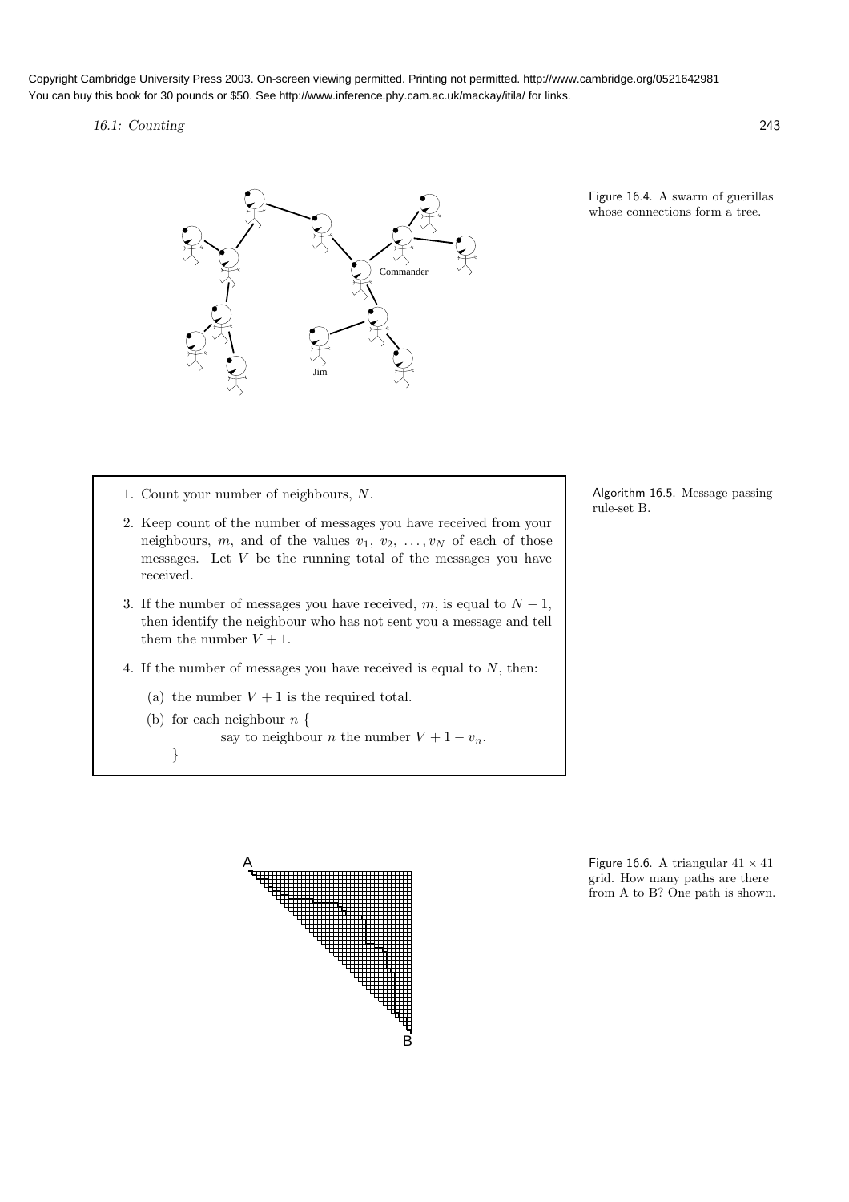Figure 16.4. A swarm of guerillas whose connections form a tree.

1. Count your number of neighbours, $N$.
2. Keep count of the number of messages you have received from your neighbours, $m$, and of the values $v_1, v_2, \ldots, v_N$ of each of those messages. Let $V$ be the running total of the messages you have received.
3. If the number of messages you have received, $m$, is equal to $N - 1$, then identify the neighbour who has not sent you a message and tell them the number $V + 1$.
4. If the number of messages you have received is equal to $N$, then:
   (a) the number $V + 1$ is the required total.
   (b) for each neighbour $n$ {
   say to neighbour $n$ the number $V + 1 - v_n$.
   }

Algorithm 16.5. Message-passing rule-set B.

Figure 16.6. A triangular $41 \times 41$ grid. How many paths are there from A to B? One path is shown.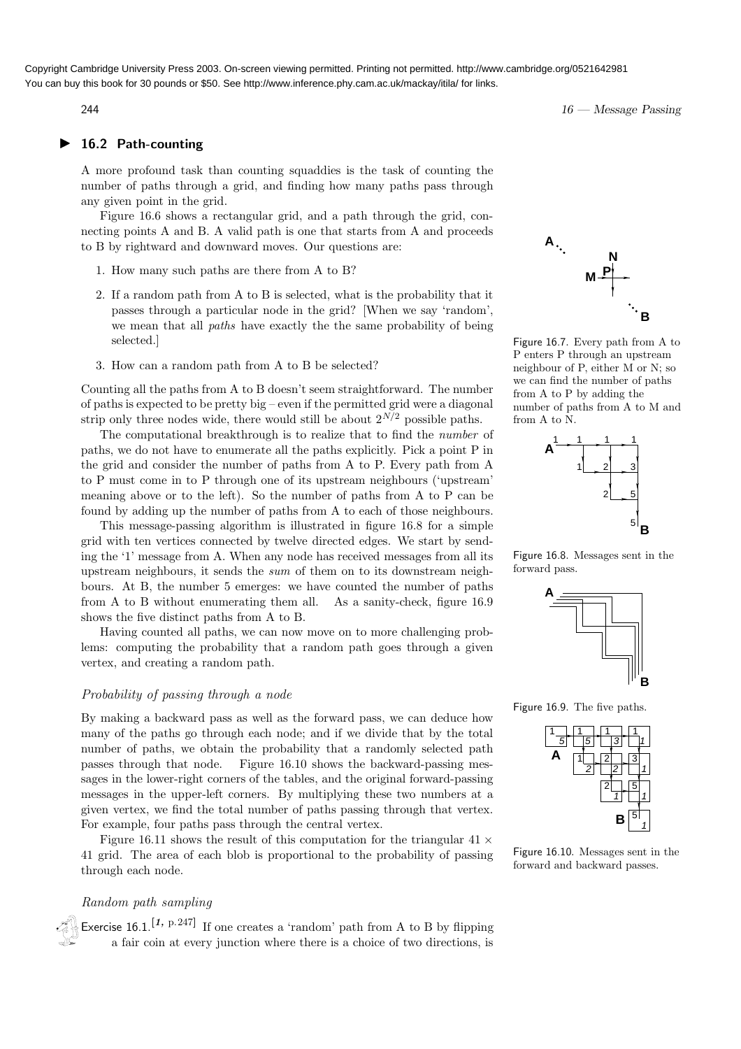## 16.2 Path-counting

A more profound task than counting squaddies is the task of counting the number of paths through a grid, and finding how many paths pass through any given point in the grid.

Figure 16.6 shows a rectangular grid, and a path through the grid, connecting points A and B. A valid path is one that starts from A and proceeds to B by rightward and downward moves. Our questions are:

1. How many such paths are there from A to B?
2. If a random path from A to B is selected, what is the probability that it passes through a particular node in the grid? [When we say 'random', we mean that all *paths* have exactly the the same probability of being selected.]
3. How can a random path from A to B be selected?

Counting all the paths from A to B doesn't seem straightforward. The number of paths is expected to be pretty big – even if the permitted grid were a diagonal strip only three nodes wide, there would still be about $2^{N/2}$ possible paths.

The computational breakthrough is to realize that to find the *number* of paths, we do not have to enumerate all the paths explicitly. Pick a point P in the grid and consider the number of paths from A to P. Every path from A to P must come in to P through one of its upstream neighbours ('upstream' meaning above or to the left). So the number of paths from A to P can be found by adding up the number of paths from A to each of those neighbours.

Figure 16.7. Every path from A to P enters P through an upstream neighbour of P, either M or N; so we can find the number of paths from A to P by adding the number of paths from A to M and from A to N.

This message-passing algorithm is illustrated in figure 16.8 for a simple grid with ten vertices connected by twelve directed edges. We start by sending the '1' message from A. When any node has received messages from all its upstream neighbours, it sends the *sum* of them on to its downstream neighbours. At B, the number 5 emerges: we have counted the number of paths from A to B without enumerating them all. As a sanity-check, figure 16.9 shows the five distinct paths from A to B.

Figure 16.8. Messages sent in the forward pass.

Figure 16.9. The five paths.

Having counted all paths, we can now move on to more challenging problems: computing the probability that a random path goes through a given vertex, and creating a random path.

### *Probability of passing through a node*

By making a backward pass as well as the forward pass, we can deduce how many of the paths go through each node; and if we divide that by the total number of paths, we obtain the probability that a randomly selected path passes through that node. Figure 16.10 shows the backward-passing messages in the lower-right corners of the tables, and the original forward-passing messages in the upper-left corners. By multiplying these two numbers at a given vertex, we find the total number of paths passing through that vertex. For example, four paths pass through the central vertex.

Figure 16.10. Messages sent in the forward and backward passes.

Figure 16.11 shows the result of this computation for the triangular $41 \times 41$ grid. The area of each blob is proportional to the probability of passing through each node.

### *Random path sampling*

Exercise 16.1.[1, p.247] If one creates a 'random' path from A to B by flipping a fair coin at every junction where there is a choice of two directions, is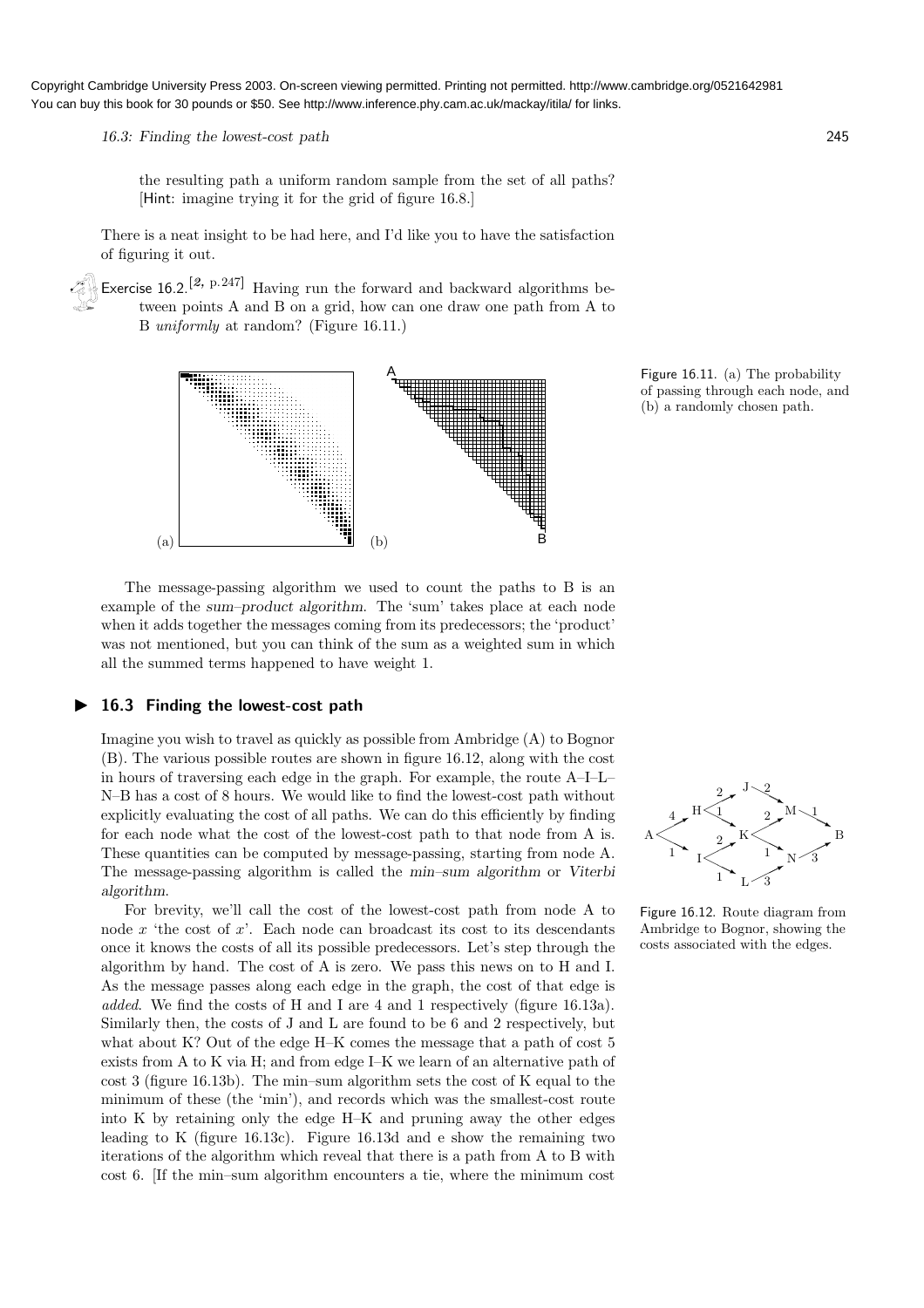the resulting path a uniform random sample from the set of all paths? [Hint: imagine trying it for the grid of figure 16.8.]

There is a neat insight to be had here, and I'd like you to have the satisfaction of figuring it out.

Exercise 16.2.[2, p.247] Having run the forward and backward algorithms between points A and B on a grid, how can one draw one path from A to B *uniformly* at random? (Figure 16.11.)

Figure 16.11. (a) The probability of passing through each node, and (b) a randomly chosen path.

The message-passing algorithm we used to count the paths to B is an example of the *sum–product algorithm*. The 'sum' takes place at each node when it adds together the messages coming from its predecessors; the 'product' was not mentioned, but you can think of the sum as a weighted sum in which all the summed terms happened to have weight 1.

## 16.3 Finding the lowest-cost path

Imagine you wish to travel as quickly as possible from Ambridge (A) to Bognor (B). The various possible routes are shown in figure 16.12, along with the cost in hours of traversing each edge in the graph. For example, the route A–I–L–N–B has a cost of 8 hours. We would like to find the lowest-cost path without explicitly evaluating the cost of all paths. We can do this efficiently by finding for each node what the cost of the lowest-cost path to that node from A is. These quantities can be computed by message-passing, starting from node A. The message-passing algorithm is called the *min–sum algorithm* or *Viterbi algorithm*.

Figure 16.12. Route diagram from Ambridge to Bognor, showing the costs associated with the edges.

For brevity, we'll call the cost of the lowest-cost path from node A to node $x$ 'the cost of $x$'. Each node can broadcast its cost to its descendants once it knows the costs of all its possible predecessors. Let's step through the algorithm by hand. The cost of A is zero. We pass this news on to H and I. As the message passes along each edge in the graph, the cost of that edge is *added*. We find the costs of H and I are 4 and 1 respectively (figure 16.13a). Similarly then, the costs of J and L are found to be 6 and 2 respectively, but what about K? Out of the edge H–K comes the message that a path of cost 5 exists from A to K via H; and from edge I–K we learn of an alternative path of cost 3 (figure 16.13b). The min–sum algorithm sets the cost of K equal to the minimum of these (the 'min'), and records which was the smallest-cost route into K by retaining only the edge H–K and pruning away the other edges leading to K (figure 16.13c). Figure 16.13d and e show the remaining two iterations of the algorithm which reveal that there is a path from A to B with cost 6. [If the min–sum algorithm encounters a tie, where the minimum cost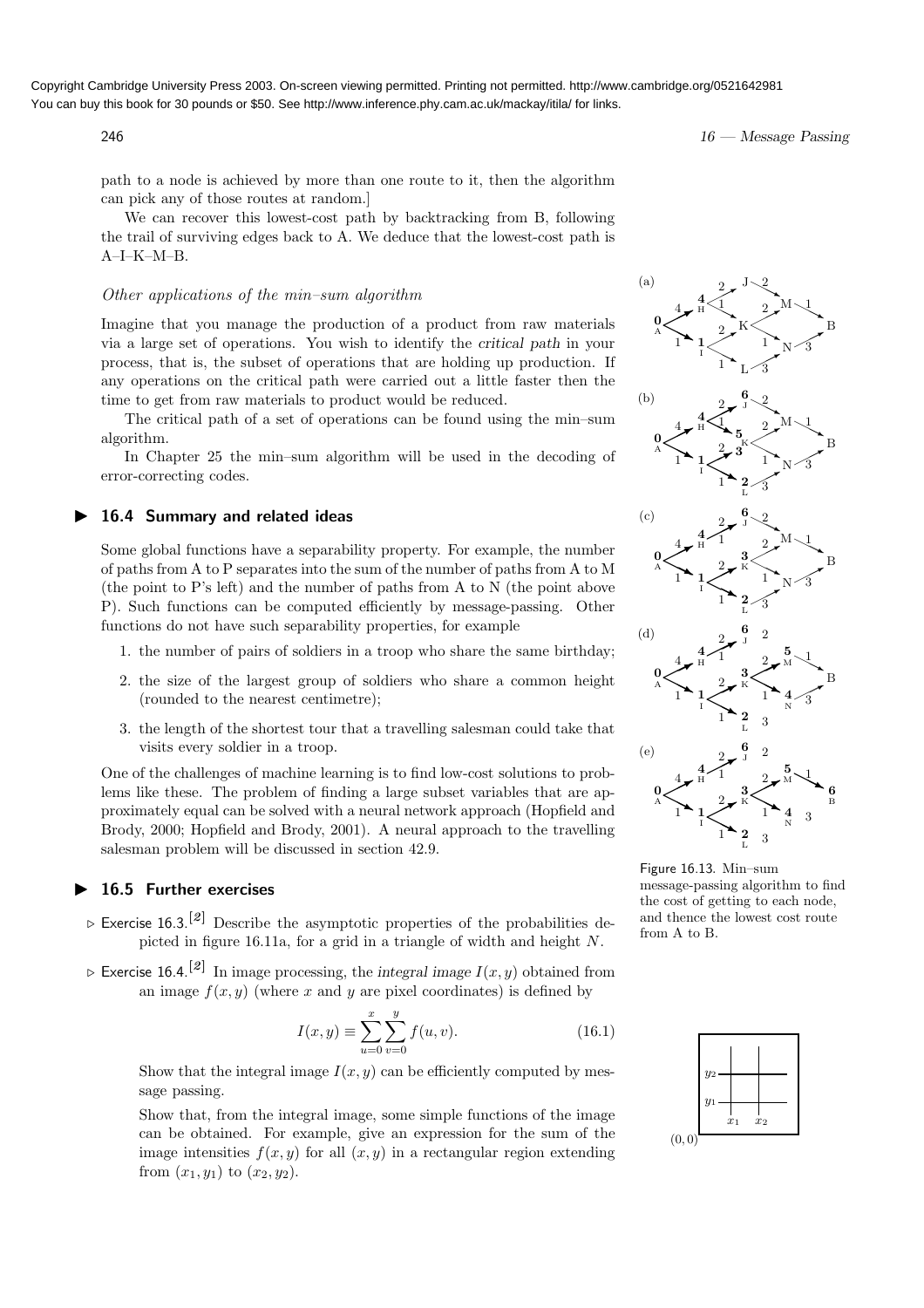path to a node is achieved by more than one route to it, then the algorithm can pick any of those routes at random.]

We can recover this lowest-cost path by backtracking from B, following the trail of surviving edges back to A. We deduce that the lowest-cost path is A–I–K–M–B.

### *Other applications of the min–sum algorithm*

Imagine that you manage the production of a product from raw materials via a large set of operations. You wish to identify the *critical path* in your process, that is, the subset of operations that are holding up production. If any operations on the critical path were carried out a little faster then the time to get from raw materials to product would be reduced.

The critical path of a set of operations can be found using the min–sum algorithm.

In Chapter 25 the min–sum algorithm will be used in the decoding of error-correcting codes.

Figure 16.13. Min–sum message-passing algorithm to find the cost of getting to each node, and thence the lowest cost route from A to B.

## ▶ 16.4 Summary and related ideas

Some global functions have a separability property. For example, the number of paths from A to P separates into the sum of the number of paths from A to M (the point to P's left) and the number of paths from A to N (the point above P). Such functions can be computed efficiently by message-passing. Other functions do not have such separability properties, for example

1. the number of pairs of soldiers in a troop who share the same birthday;
2. the size of the largest group of soldiers who share a common height (rounded to the nearest centimetre);
3. the length of the shortest tour that a travelling salesman could take that visits every soldier in a troop.

One of the challenges of machine learning is to find low-cost solutions to problems like these. The problem of finding a large subset variables that are approximately equal can be solved with a neural network approach (Hopfield and Brody, 2000; Hopfield and Brody, 2001). A neural approach to the travelling salesman problem will be discussed in section 42.9.

## ▶ 16.5 Further exercises

▷ Exercise 16.3.[2] Describe the asymptotic properties of the probabilities depicted in figure 16.11a, for a grid in a triangle of width and height $N$.

▷ Exercise 16.4.[2] In image processing, the *integral image* $I(x, y)$ obtained from an image $f(x, y)$ (where $x$ and $y$ are pixel coordinates) is defined by

$$I(x, y) \equiv \sum_{u=0}^{x} \sum_{v=0}^{y} f(u, v). \tag{16.1}$$

Show that the integral image $I(x, y)$ can be efficiently computed by message passing.

Show that, from the integral image, some simple functions of the image can be obtained. For example, give an expression for the sum of the image intensities $f(x, y)$ for all $(x, y)$ in a rectangular region extending from $(x_1, y_1)$ to $(x_2, y_2)$.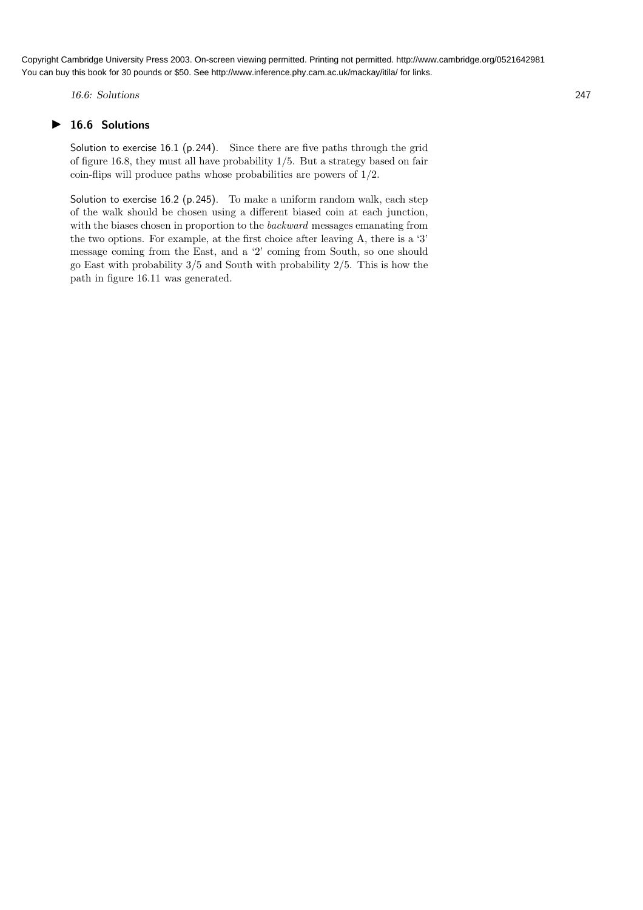## ▶ 16.6 Solutions

Solution to exercise 16.1 (p.244). Since there are five paths through the grid of figure 16.8, they must all have probability 1/5. But a strategy based on fair coin-flips will produce paths whose probabilities are powers of 1/2.

Solution to exercise 16.2 (p.245). To make a uniform random walk, each step of the walk should be chosen using a different biased coin at each junction, with the biases chosen in proportion to the *backward* messages emanating from the two options. For example, at the first choice after leaving A, there is a '3' message coming from the East, and a '2' coming from South, so one should go East with probability 3/5 and South with probability 2/5. This is how the path in figure 16.11 was generated.